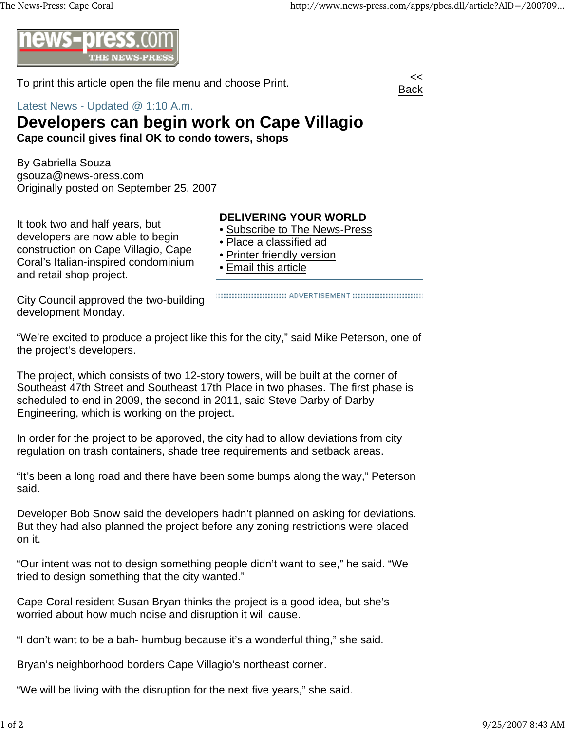news-press.com THE NEWS-PRESS

To print this article open the file menu and choose Print.

<< Back

Latest News - Updated @ 1:10 A.m.

# Developers can begin work on Cape Villagio

**Cape council gives final OK to condo towers, shops**

By Gabriella Souza
gsouza@news-press.com
Originally posted on September 25, 2007

**DELIVERING YOUR WORLD**

- Subscribe to The News-Press
- Place a classified ad
- Printer friendly version
- Email this article

It took two and half years, but developers are now able to begin construction on Cape Villagio, Cape Coral's Italian-inspired condominium and retail shop project.

City Council approved the two-building development Monday.

"We're excited to produce a project like this for the city," said Mike Peterson, one of the project's developers.

The project, which consists of two 12-story towers, will be built at the corner of Southeast 47th Street and Southeast 17th Place in two phases. The first phase is scheduled to end in 2009, the second in 2011, said Steve Darby of Darby Engineering, which is working on the project.

In order for the project to be approved, the city had to allow deviations from city regulation on trash containers, shade tree requirements and setback areas.

"It's been a long road and there have been some bumps along the way," Peterson said.

Developer Bob Snow said the developers hadn't planned on asking for deviations. But they had also planned the project before any zoning restrictions were placed on it.

"Our intent was not to design something people didn't want to see," he said. "We tried to design something that the city wanted."

Cape Coral resident Susan Bryan thinks the project is a good idea, but she's worried about how much noise and disruption it will cause.

"I don't want to be a bah- humbug because it's a wonderful thing," she said.

Bryan's neighborhood borders Cape Villagio's northeast corner.

"We will be living with the disruption for the next five years," she said.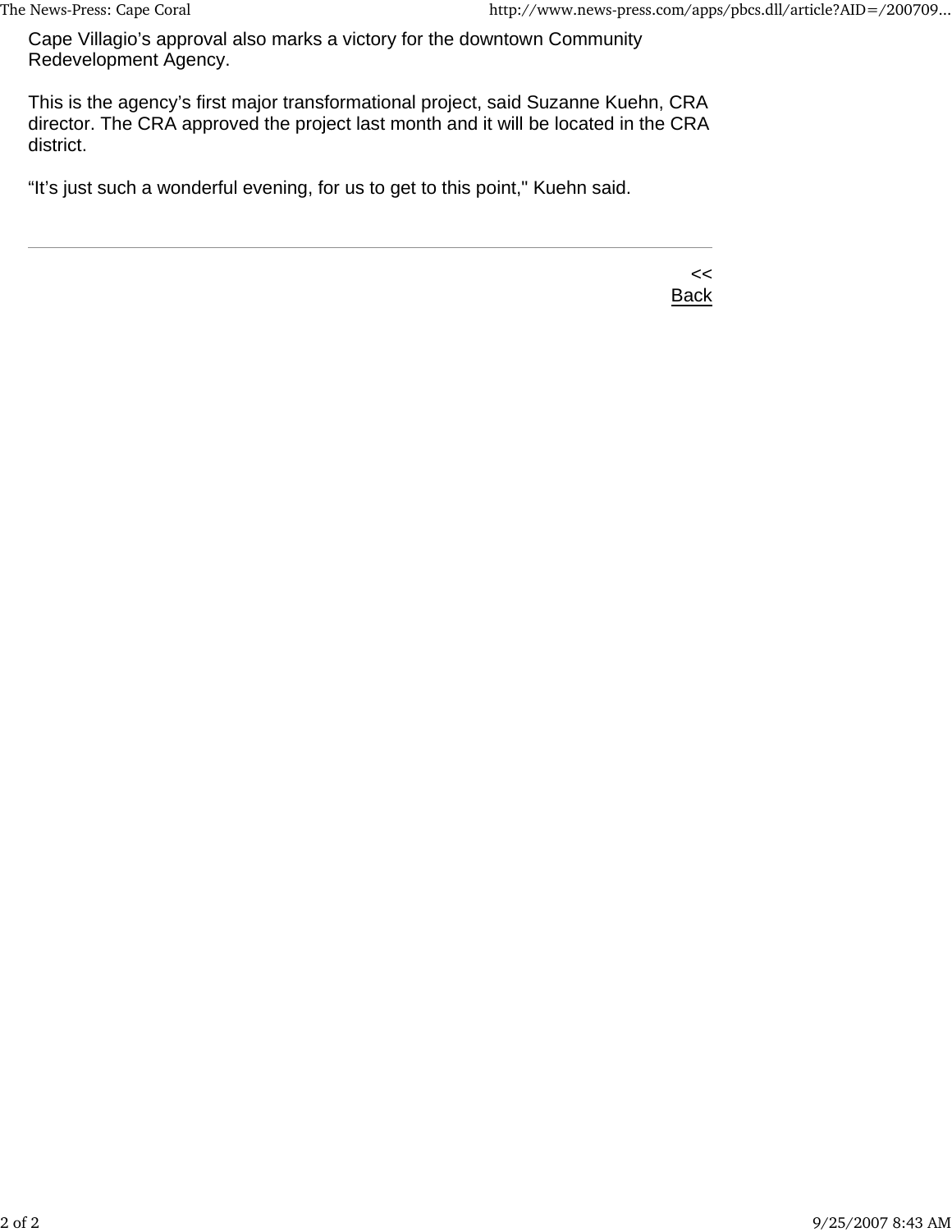Cape Villagio’s approval also marks a victory for the downtown Community Redevelopment Agency.

This is the agency’s first major transformational project, said Suzanne Kuehn, CRA director. The CRA approved the project last month and it will be located in the CRA district.

“It’s just such a wonderful evening, for us to get to this point," Kuehn said.

---

<< Back